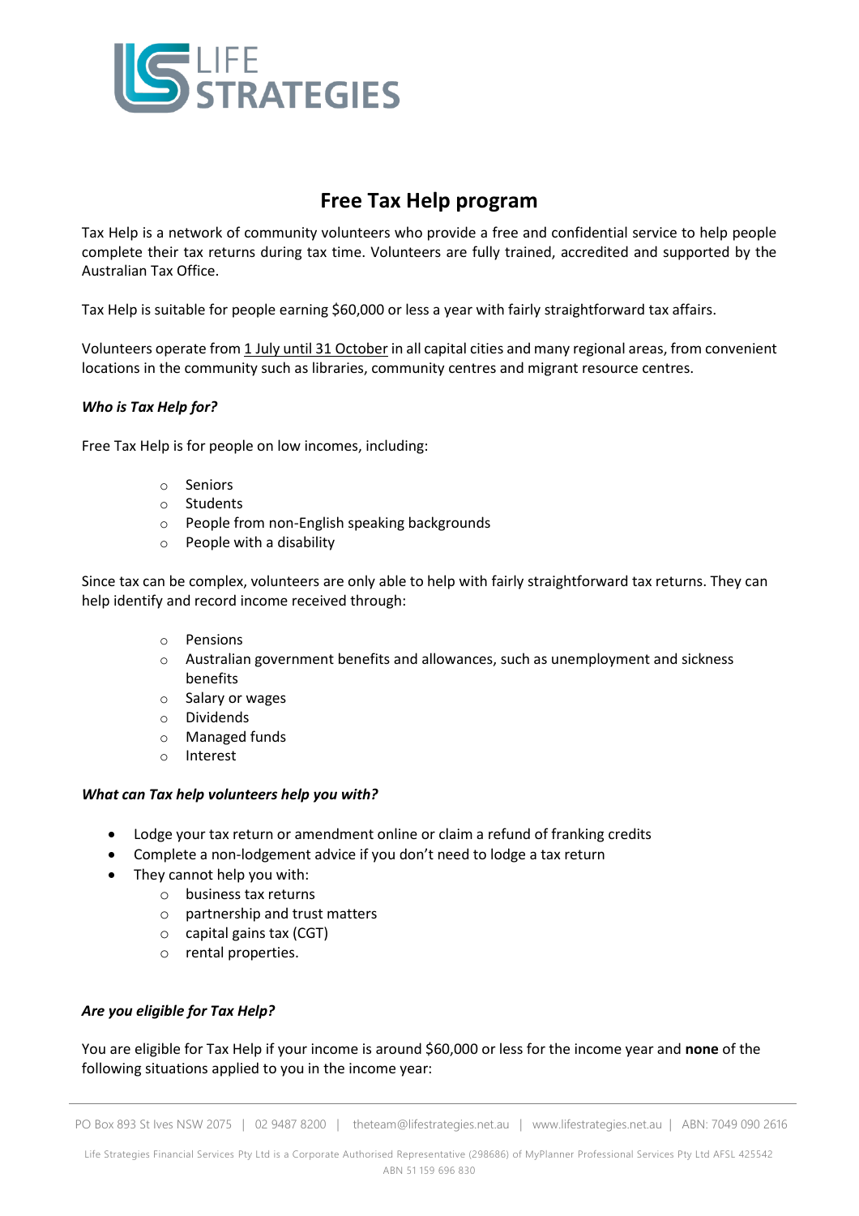# Free Tax Help program

Tax Help is a network of community volunteers who provide a free and confidential service to help people complete their tax returns during tax time. Volunteers are fully trained, accredited and supported by the Australian Tax Office.

Tax Help is suitable for people earning $60,000 or less a year with fairly straightforward tax affairs.

Volunteers operate from 1 July until 31 October in all capital cities and many regional areas, from convenient locations in the community such as libraries, community centres and migrant resource centres.

***Who is Tax Help for?***

Free Tax Help is for people on low incomes, including:

- Seniors
- Students
- People from non-English speaking backgrounds
- People with a disability

Since tax can be complex, volunteers are only able to help with fairly straightforward tax returns. They can help identify and record income received through:

- Pensions
- Australian government benefits and allowances, such as unemployment and sickness benefits
- Salary or wages
- Dividends
- Managed funds
- Interest

***What can Tax help volunteers help you with?***

- Lodge your tax return or amendment online or claim a refund of franking credits
- Complete a non-lodgement advice if you don't need to lodge a tax return
- They cannot help you with:
  - business tax returns
  - partnership and trust matters
  - capital gains tax (CGT)
  - rental properties.

***Are you eligible for Tax Help?***

You are eligible for Tax Help if your income is around $60,000 or less for the income year and **none** of the following situations applied to you in the income year:

PO Box 893 St Ives NSW 2075 | 02 9487 8200 | theteam@lifestrategies.net.au | www.lifestrategies.net.au | ABN: 7049 090 2616

Life Strategies Financial Services Pty Ltd is a Corporate Authorised Representative (298686) of MyPlanner Professional Services Pty Ltd AFSL 425542 ABN 51 159 696 830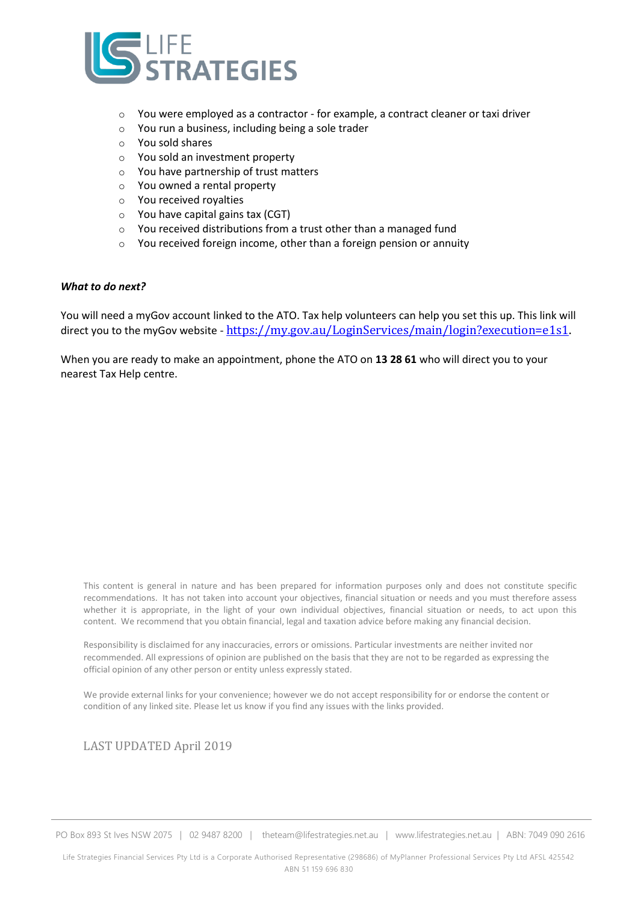- You were employed as a contractor - for example, a contract cleaner or taxi driver
- You run a business, including being a sole trader
- You sold shares
- You sold an investment property
- You have partnership of trust matters
- You owned a rental property
- You received royalties
- You have capital gains tax (CGT)
- You received distributions from a trust other than a managed fund
- You received foreign income, other than a foreign pension or annuity

***What to do next?***

You will need a myGov account linked to the ATO. Tax help volunteers can help you set this up. This link will direct you to the myGov website - https://my.gov.au/LoginServices/main/login?execution=e1s1.

When you are ready to make an appointment, phone the ATO on **13 28 61** who will direct you to your nearest Tax Help centre.

This content is general in nature and has been prepared for information purposes only and does not constitute specific recommendations. It has not taken into account your objectives, financial situation or needs and you must therefore assess whether it is appropriate, in the light of your own individual objectives, financial situation or needs, to act upon this content. We recommend that you obtain financial, legal and taxation advice before making any financial decision.

Responsibility is disclaimed for any inaccuracies, errors or omissions. Particular investments are neither invited nor recommended. All expressions of opinion are published on the basis that they are not to be regarded as expressing the official opinion of any other person or entity unless expressly stated.

We provide external links for your convenience; however we do not accept responsibility for or endorse the content or condition of any linked site. Please let us know if you find any issues with the links provided.

LAST UPDATED April 2019

PO Box 893 St Ives NSW 2075 | 02 9487 8200 | theteam@lifestrategies.net.au | www.lifestrategies.net.au | ABN: 7049 090 2616

Life Strategies Financial Services Pty Ltd is a Corporate Authorised Representative (298686) of MyPlanner Professional Services Pty Ltd AFSL 425542 ABN 51 159 696 830